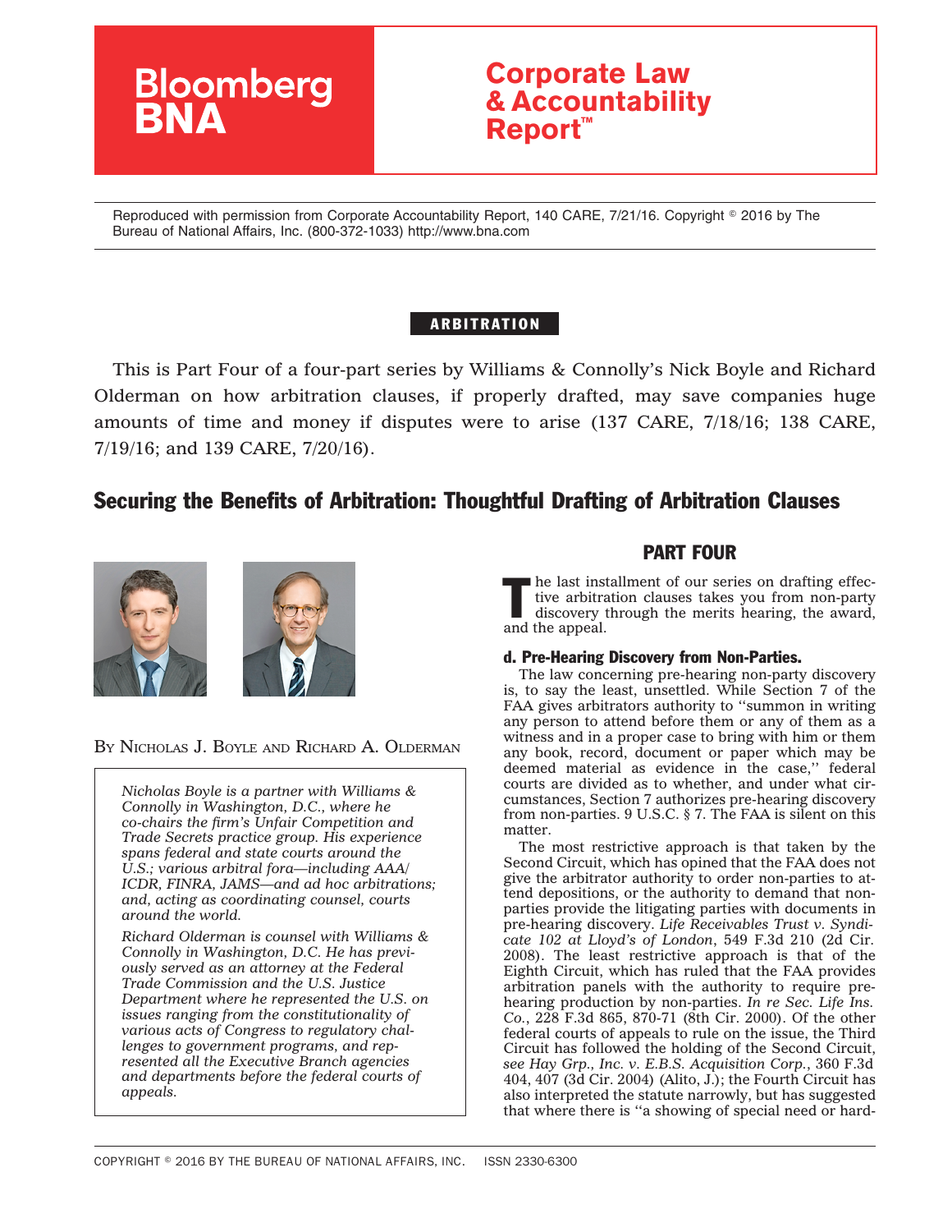Bloomberg BNA

# Corporate Law & Accountability Report™

Reproduced with permission from Corporate Accountability Report, 140 CARE, 7/21/16. Copyright © 2016 by The Bureau of National Affairs, Inc. (800-372-1033) http://www.bna.com

**ARBITRATION**

This is Part Four of a four-part series by Williams & Connolly's Nick Boyle and Richard Olderman on how arbitration clauses, if properly drafted, may save companies huge amounts of time and money if disputes were to arise (137 CARE, 7/18/16; 138 CARE, 7/19/16; and 139 CARE, 7/20/16).

## Securing the Benefits of Arbitration: Thoughtful Drafting of Arbitration Clauses

BY NICHOLAS J. BOYLE AND RICHARD A. OLDERMAN

*Nicholas Boyle is a partner with Williams & Connolly in Washington, D.C., where he co-chairs the firm's Unfair Competition and Trade Secrets practice group. His experience spans federal and state courts around the U.S.; various arbitral fora—including AAA/ICDR, FINRA, JAMS—and ad hoc arbitrations; and, acting as coordinating counsel, courts around the world.*

*Richard Olderman is counsel with Williams & Connolly in Washington, D.C. He has previously served as an attorney at the Federal Trade Commission and the U.S. Justice Department where he represented the U.S. on issues ranging from the constitutionality of various acts of Congress to regulatory challenges to government programs, and represented all the Executive Branch agencies and departments before the federal courts of appeals.*

## PART FOUR

The last installment of our series on drafting effective arbitration clauses takes you from non-party discovery through the merits hearing, the award, and the appeal.

### d. Pre-Hearing Discovery from Non-Parties.

The law concerning pre-hearing non-party discovery is, to say the least, unsettled. While Section 7 of the FAA gives arbitrators authority to "summon in writing any person to attend before them or any of them as a witness and in a proper case to bring with him or them any book, record, document or paper which may be deemed material as evidence in the case," federal courts are divided as to whether, and under what circumstances, Section 7 authorizes pre-hearing discovery from non-parties. 9 U.S.C. § 7. The FAA is silent on this matter.

The most restrictive approach is that taken by the Second Circuit, which has opined that the FAA does not give the arbitrator authority to order non-parties to attend depositions, or the authority to demand that non-parties provide the litigating parties with documents in pre-hearing discovery. *Life Receivables Trust v. Syndicate 102 at Lloyd's of London*, 549 F.3d 210 (2d Cir. 2008). The least restrictive approach is that of the Eighth Circuit, which has ruled that the FAA provides arbitration panels with the authority to require pre-hearing production by non-parties. *In re Sec. Life Ins. Co.*, 228 F.3d 865, 870-71 (8th Cir. 2000). Of the other federal courts of appeals to rule on the issue, the Third Circuit has followed the holding of the Second Circuit, *see Hay Grp., Inc. v. E.B.S. Acquisition Corp.*, 360 F.3d 404, 407 (3d Cir. 2004) (Alito, J.); the Fourth Circuit has also interpreted the statute narrowly, but has suggested that where there is "a showing of special need or hard-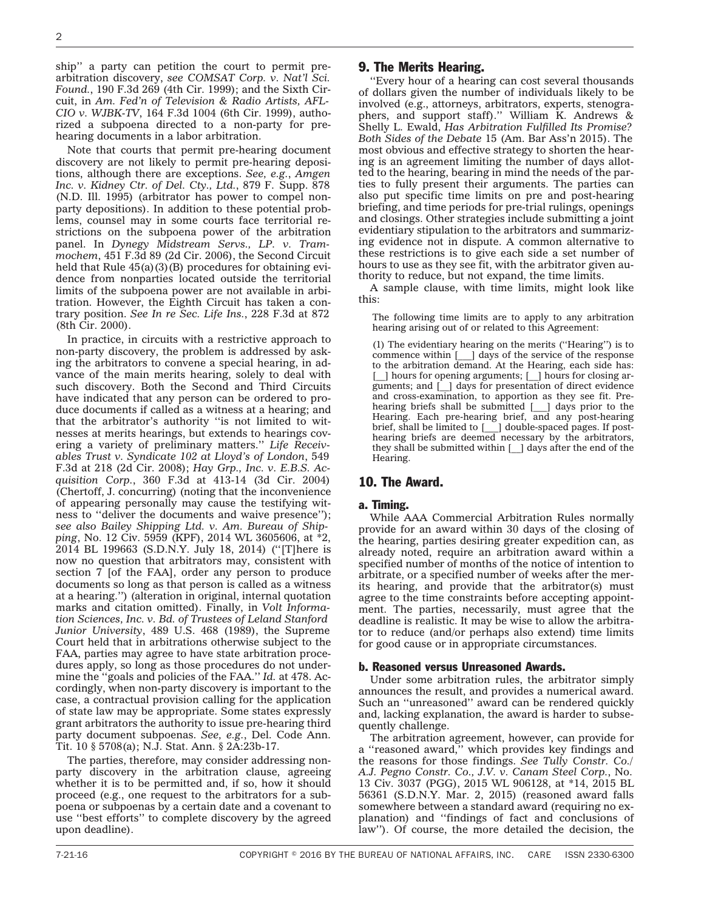ship'' a party can petition the court to permit pre-arbitration discovery, *see COMSAT Corp. v. Nat'l Sci. Found.*, 190 F.3d 269 (4th Cir. 1999); and the Sixth Circuit, in *Am. Fed'n of Television & Radio Artists, AFL-CIO v. WJBK-TV*, 164 F.3d 1004 (6th Cir. 1999), authorized a subpoena directed to a non-party for pre-hearing documents in a labor arbitration.

Note that courts that permit pre-hearing document discovery are not likely to permit pre-hearing depositions, although there are exceptions. *See, e.g.*, *Amgen Inc. v. Kidney Ctr. of Del. Cty., Ltd.*, 879 F. Supp. 878 (N.D. Ill. 1995) (arbitrator has power to compel non-party depositions). In addition to these potential problems, counsel may in some courts face territorial restrictions on the subpoena power of the arbitration panel. In *Dynegy Midstream Servs., LP. v. Trammochem*, 451 F.3d 89 (2d Cir. 2006), the Second Circuit held that Rule 45(a)(3)(B) procedures for obtaining evidence from nonparties located outside the territorial limits of the subpoena power are not available in arbitration. However, the Eighth Circuit has taken a contrary position. *See In re Sec. Life Ins.*, 228 F.3d at 872 (8th Cir. 2000).

In practice, in circuits with a restrictive approach to non-party discovery, the problem is addressed by asking the arbitrators to convene a special hearing, in advance of the main merits hearing, solely to deal with such discovery. Both the Second and Third Circuits have indicated that any person can be ordered to produce documents if called as a witness at a hearing; and that the arbitrator's authority ''is not limited to witnesses at merits hearings, but extends to hearings covering a variety of preliminary matters.'' *Life Receivables Trust v. Syndicate 102 at Lloyd's of London*, 549 F.3d at 218 (2d Cir. 2008); *Hay Grp., Inc. v. E.B.S. Acquisition Corp.*, 360 F.3d at 413-14 (3d Cir. 2004) (Chertoff, J. concurring) (noting that the inconvenience of appearing personally may cause the testifying witness to ''deliver the documents and waive presence''); *see also Bailey Shipping Ltd. v. Am. Bureau of Shipping*, No. 12 Civ. 5959 (KPF), 2014 WL 3605606, at *2, 2014 BL 199663 (S.D.N.Y. July 18, 2014) (''[T]here is now no question that arbitrators may, consistent with section 7 [of the FAA], order any person to produce documents so long as that person is called as a witness at a hearing.'') (alteration in original, internal quotation marks and citation omitted). Finally, in *Volt Information Sciences, Inc. v. Bd. of Trustees of Leland Stanford Junior University*, 489 U.S. 468 (1989), the Supreme Court held that in arbitrations otherwise subject to the FAA, parties may agree to have state arbitration procedures apply, so long as those procedures do not undermine the ''goals and policies of the FAA.'' *Id.* at 478. Accordingly, when non-party discovery is important to the case, a contractual provision calling for the application of state law may be appropriate. Some states expressly grant arbitrators the authority to issue pre-hearing third party document subpoenas. *See, e.g.*, Del. Code Ann. Tit. 10 § 5708(a); N.J. Stat. Ann. § 2A:23b-17.

The parties, therefore, may consider addressing non-party discovery in the arbitration clause, agreeing whether it is to be permitted and, if so, how it should proceed (e.g., one request to the arbitrators for a subpoena or subpoenas by a certain date and a covenant to use ''best efforts'' to complete discovery by the agreed upon deadline).

## 9. The Merits Hearing.

''Every hour of a hearing can cost several thousands of dollars given the number of individuals likely to be involved (e.g., attorneys, arbitrators, experts, stenographers, and support staff).'' William K. Andrews & Shelly L. Ewald, *Has Arbitration Fulfilled Its Promise? Both Sides of the Debate* 15 (Am. Bar Ass'n 2015). The most obvious and effective strategy to shorten the hearing is an agreement limiting the number of days allotted to the hearing, bearing in mind the needs of the parties to fully present their arguments. The parties can also put specific time limits on pre and post-hearing briefing, and time periods for pre-trial rulings, openings and closings. Other strategies include submitting a joint evidentiary stipulation to the arbitrators and summarizing evidence not in dispute. A common alternative to these restrictions is to give each side a set number of hours to use as they see fit, with the arbitrator given authority to reduce, but not expand, the time limits.

A sample clause, with time limits, might look like this:

> The following time limits are to apply to any arbitration hearing arising out of or related to this Agreement:
>
> (1) The evidentiary hearing on the merits (''Hearing'') is to commence within [___] days of the service of the response to the arbitration demand. At the Hearing, each side has: [__] hours for opening arguments; [__] hours for closing arguments; and [__] days for presentation of direct evidence and cross-examination, to apportion as they see fit. Pre-hearing briefs shall be submitted [___] days prior to the Hearing. Each pre-hearing brief, and any post-hearing brief, shall be limited to [___] double-spaced pages. If post-hearing briefs are deemed necessary by the arbitrators, they shall be submitted within [__] days after the end of the Hearing.

## 10. The Award.

### a. Timing.

While AAA Commercial Arbitration Rules normally provide for an award within 30 days of the closing of the hearing, parties desiring greater expedition can, as already noted, require an arbitration award within a specified number of months of the notice of intention to arbitrate, or a specified number of weeks after the merits hearing, and provide that the arbitrator(s) must agree to the time constraints before accepting appointment. The parties, necessarily, must agree that the deadline is realistic. It may be wise to allow the arbitrator to reduce (and/or perhaps also extend) time limits for good cause or in appropriate circumstances.

### b. Reasoned versus Unreasoned Awards.

Under some arbitration rules, the arbitrator simply announces the result, and provides a numerical award. Such an ''unreasoned'' award can be rendered quickly and, lacking explanation, the award is harder to subsequently challenge.

The arbitration agreement, however, can provide for a ''reasoned award,'' which provides key findings and the reasons for those findings. *See Tully Constr. Co./A.J. Pegno Constr. Co., J.V. v. Canam Steel Corp.*, No. 13 Civ. 3037 (PGG), 2015 WL 906128, at *14, 2015 BL 56361 (S.D.N.Y. Mar. 2, 2015) (reasoned award falls somewhere between a standard award (requiring no explanation) and ''findings of fact and conclusions of law''). Of course, the more detailed the decision, the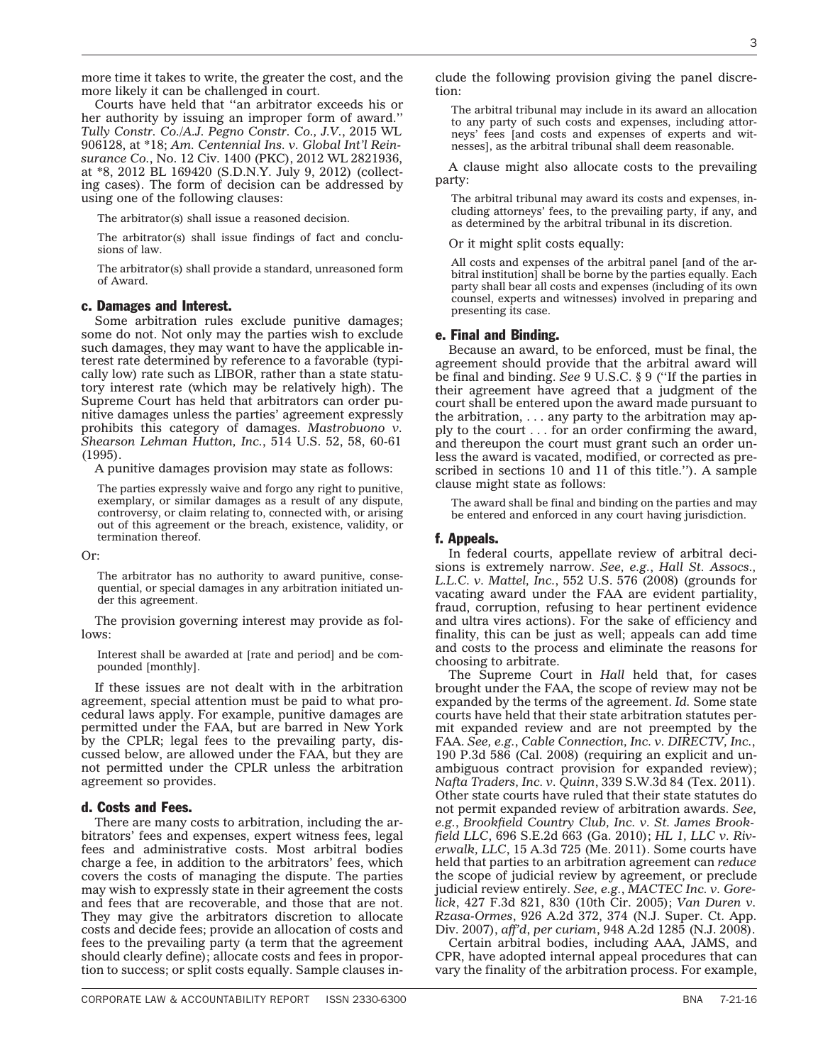more time it takes to write, the greater the cost, and the more likely it can be challenged in court.

Courts have held that ''an arbitrator exceeds his or her authority by issuing an improper form of award.'' *Tully Constr. Co./A.J. Pegno Constr. Co., J.V.*, 2015 WL 906128, at *18; *Am. Centennial Ins. v. Global Int'l Reinsurance Co.*, No. 12 Civ. 1400 (PKC), 2012 WL 2821936, at *8, 2012 BL 169420 (S.D.N.Y. July 9, 2012) (collecting cases). The form of decision can be addressed by using one of the following clauses:

> The arbitrator(s) shall issue a reasoned decision.
>
> The arbitrator(s) shall issue findings of fact and conclusions of law.
>
> The arbitrator(s) shall provide a standard, unreasoned form of Award.

### c. Damages and Interest.

Some arbitration rules exclude punitive damages; some do not. Not only may the parties wish to exclude such damages, they may want to have the applicable interest rate determined by reference to a favorable (typically low) rate such as LIBOR, rather than a state statutory interest rate (which may be relatively high). The Supreme Court has held that arbitrators can order punitive damages unless the parties' agreement expressly prohibits this category of damages. *Mastrobuono v. Shearson Lehman Hutton, Inc.*, 514 U.S. 52, 58, 60-61 (1995).

A punitive damages provision may state as follows:

> The parties expressly waive and forgo any right to punitive, exemplary, or similar damages as a result of any dispute, controversy, or claim relating to, connected with, or arising out of this agreement or the breach, existence, validity, or termination thereof.

Or:

> The arbitrator has no authority to award punitive, consequential, or special damages in any arbitration initiated under this agreement.

The provision governing interest may provide as follows:

> Interest shall be awarded at [rate and period] and be compounded [monthly].

If these issues are not dealt with in the arbitration agreement, special attention must be paid to what procedural laws apply. For example, punitive damages are permitted under the FAA, but are barred in New York by the CPLR; legal fees to the prevailing party, discussed below, are allowed under the FAA, but they are not permitted under the CPLR unless the arbitration agreement so provides.

### d. Costs and Fees.

There are many costs to arbitration, including the arbitrators' fees and expenses, expert witness fees, legal fees and administrative costs. Most arbitral bodies charge a fee, in addition to the arbitrators' fees, which covers the costs of managing the dispute. The parties may wish to expressly state in their agreement the costs and fees that are recoverable, and those that are not. They may give the arbitrators discretion to allocate costs and decide fees; provide an allocation of costs and fees to the prevailing party (a term that the agreement should clearly define); allocate costs and fees in proportion to success; or split costs equally. Sample clauses include the following provision giving the panel discretion:

> The arbitral tribunal may include in its award an allocation to any party of such costs and expenses, including attorneys' fees [and costs and expenses of experts and witnesses], as the arbitral tribunal shall deem reasonable.

A clause might also allocate costs to the prevailing party:

> The arbitral tribunal may award its costs and expenses, including attorneys' fees, to the prevailing party, if any, and as determined by the arbitral tribunal in its discretion.

Or it might split costs equally:

> All costs and expenses of the arbitral panel [and of the arbitral institution] shall be borne by the parties equally. Each party shall bear all costs and expenses (including of its own counsel, experts and witnesses) involved in preparing and presenting its case.

### e. Final and Binding.

Because an award, to be enforced, must be final, the agreement should provide that the arbitral award will be final and binding. *See* 9 U.S.C. § 9 (''If the parties in their agreement have agreed that a judgment of the court shall be entered upon the award made pursuant to the arbitration, . . . any party to the arbitration may apply to the court . . . for an order confirming the award, and thereupon the court must grant such an order unless the award is vacated, modified, or corrected as prescribed in sections 10 and 11 of this title.''). A sample clause might state as follows:

> The award shall be final and binding on the parties and may be entered and enforced in any court having jurisdiction.

### f. Appeals.

In federal courts, appellate review of arbitral decisions is extremely narrow. *See, e.g.*, *Hall St. Assocs., L.L.C. v. Mattel, Inc.*, 552 U.S. 576 (2008) (grounds for vacating award under the FAA are evident partiality, fraud, corruption, refusing to hear pertinent evidence and ultra vires actions). For the sake of efficiency and finality, this can be just as well; appeals can add time and costs to the process and eliminate the reasons for choosing to arbitrate.

The Supreme Court in *Hall* held that, for cases brought under the FAA, the scope of review may not be expanded by the terms of the agreement. *Id.* Some state courts have held that their state arbitration statutes permit expanded review and are not preempted by the FAA. *See, e.g.*, *Cable Connection, Inc. v. DIRECTV, Inc.*, 190 P.3d 586 (Cal. 2008) (requiring an explicit and unambiguous contract provision for expanded review); *Nafta Traders, Inc. v. Quinn*, 339 S.W.3d 84 (Tex. 2011). Other state courts have ruled that their state statutes do not permit expanded review of arbitration awards. *See, e.g.*, *Brookfield Country Club, Inc. v. St. James Brookfield LLC*, 696 S.E.2d 663 (Ga. 2010); *HL 1, LLC v. Riverwalk, LLC*, 15 A.3d 725 (Me. 2011). Some courts have held that parties to an arbitration agreement can *reduce* the scope of judicial review by agreement, or preclude judicial review entirely. *See, e.g.*, *MACTEC Inc. v. Gorelick*, 427 F.3d 821, 830 (10th Cir. 2005); *Van Duren v. Rzasa-Ormes*, 926 A.2d 372, 374 (N.J. Super. Ct. App. Div. 2007), *aff'd*, *per curiam*, 948 A.2d 1285 (N.J. 2008).

Certain arbitral bodies, including AAA, JAMS, and CPR, have adopted internal appeal procedures that can vary the finality of the arbitration process. For example,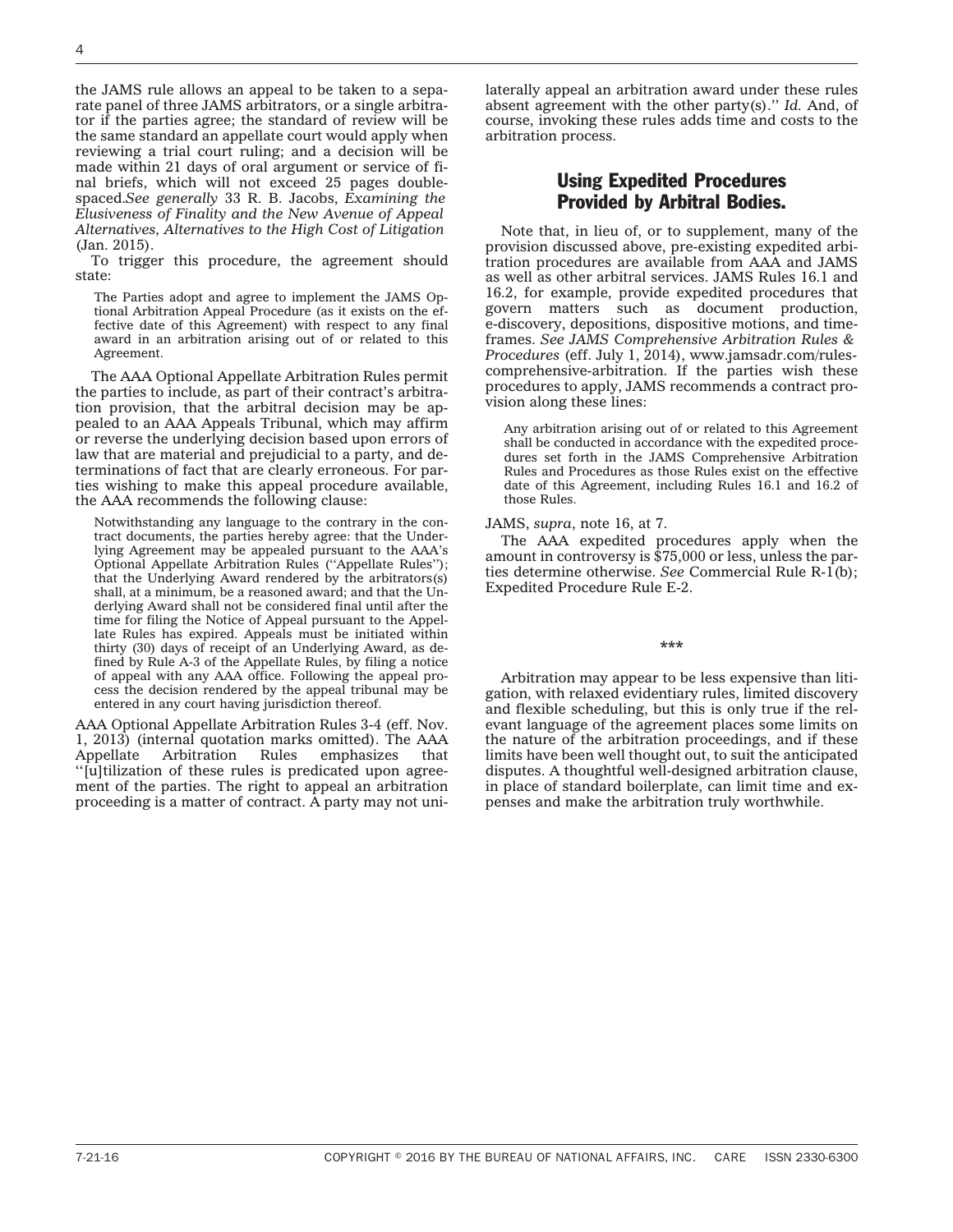the JAMS rule allows an appeal to be taken to a separate panel of three JAMS arbitrators, or a single arbitrator if the parties agree; the standard of review will be the same standard an appellate court would apply when reviewing a trial court ruling; and a decision will be made within 21 days of oral argument or service of final briefs, which will not exceed 25 pages double-spaced.*See generally* 33 R. B. Jacobs, *Examining the Elusiveness of Finality and the New Avenue of Appeal Alternatives, Alternatives to the High Cost of Litigation* (Jan. 2015).

To trigger this procedure, the agreement should state:

> The Parties adopt and agree to implement the JAMS Optional Arbitration Appeal Procedure (as it exists on the effective date of this Agreement) with respect to any final award in an arbitration arising out of or related to this Agreement.

The AAA Optional Appellate Arbitration Rules permit the parties to include, as part of their contract's arbitration provision, that the arbitral decision may be appealed to an AAA Appeals Tribunal, which may affirm or reverse the underlying decision based upon errors of law that are material and prejudicial to a party, and determinations of fact that are clearly erroneous. For parties wishing to make this appeal procedure available, the AAA recommends the following clause:

> Notwithstanding any language to the contrary in the contract documents, the parties hereby agree: that the Underlying Agreement may be appealed pursuant to the AAA's Optional Appellate Arbitration Rules (''Appellate Rules''); that the Underlying Award rendered by the arbitrators(s) shall, at a minimum, be a reasoned award; and that the Underlying Award shall not be considered final until after the time for filing the Notice of Appeal pursuant to the Appellate Rules has expired. Appeals must be initiated within thirty (30) days of receipt of an Underlying Award, as defined by Rule A-3 of the Appellate Rules, by filing a notice of appeal with any AAA office. Following the appeal process the decision rendered by the appeal tribunal may be entered in any court having jurisdiction thereof.

AAA Optional Appellate Arbitration Rules 3-4 (eff. Nov. 1, 2013) (internal quotation marks omitted). The AAA Appellate Arbitration Rules emphasizes that ''[u]tilization of these rules is predicated upon agreement of the parties. The right to appeal an arbitration proceeding is a matter of contract. A party may not unilaterally appeal an arbitration award under these rules absent agreement with the other party(s).'' *Id.* And, of course, invoking these rules adds time and costs to the arbitration process.

## Using Expedited Procedures Provided by Arbitral Bodies.

Note that, in lieu of, or to supplement, many of the provision discussed above, pre-existing expedited arbitration procedures are available from AAA and JAMS as well as other arbitral services. JAMS Rules 16.1 and 16.2, for example, provide expedited procedures that govern matters such as document production, e-discovery, depositions, dispositive motions, and timeframes. *See JAMS Comprehensive Arbitration Rules & Procedures* (eff. July 1, 2014), www.jamsadr.com/rules-comprehensive-arbitration. If the parties wish these procedures to apply, JAMS recommends a contract provision along these lines:

> Any arbitration arising out of or related to this Agreement shall be conducted in accordance with the expedited procedures set forth in the JAMS Comprehensive Arbitration Rules and Procedures as those Rules exist on the effective date of this Agreement, including Rules 16.1 and 16.2 of those Rules.

JAMS, *supra*, note 16, at 7.

The AAA expedited procedures apply when the amount in controversy is $75,000 or less, unless the parties determine otherwise. *See* Commercial Rule R-1(b); Expedited Procedure Rule E-2.

\*\*\*

Arbitration may appear to be less expensive than litigation, with relaxed evidentiary rules, limited discovery and flexible scheduling, but this is only true if the relevant language of the agreement places some limits on the nature of the arbitration proceedings, and if these limits have been well thought out, to suit the anticipated disputes. A thoughtful well-designed arbitration clause, in place of standard boilerplate, can limit time and expenses and make the arbitration truly worthwhile.